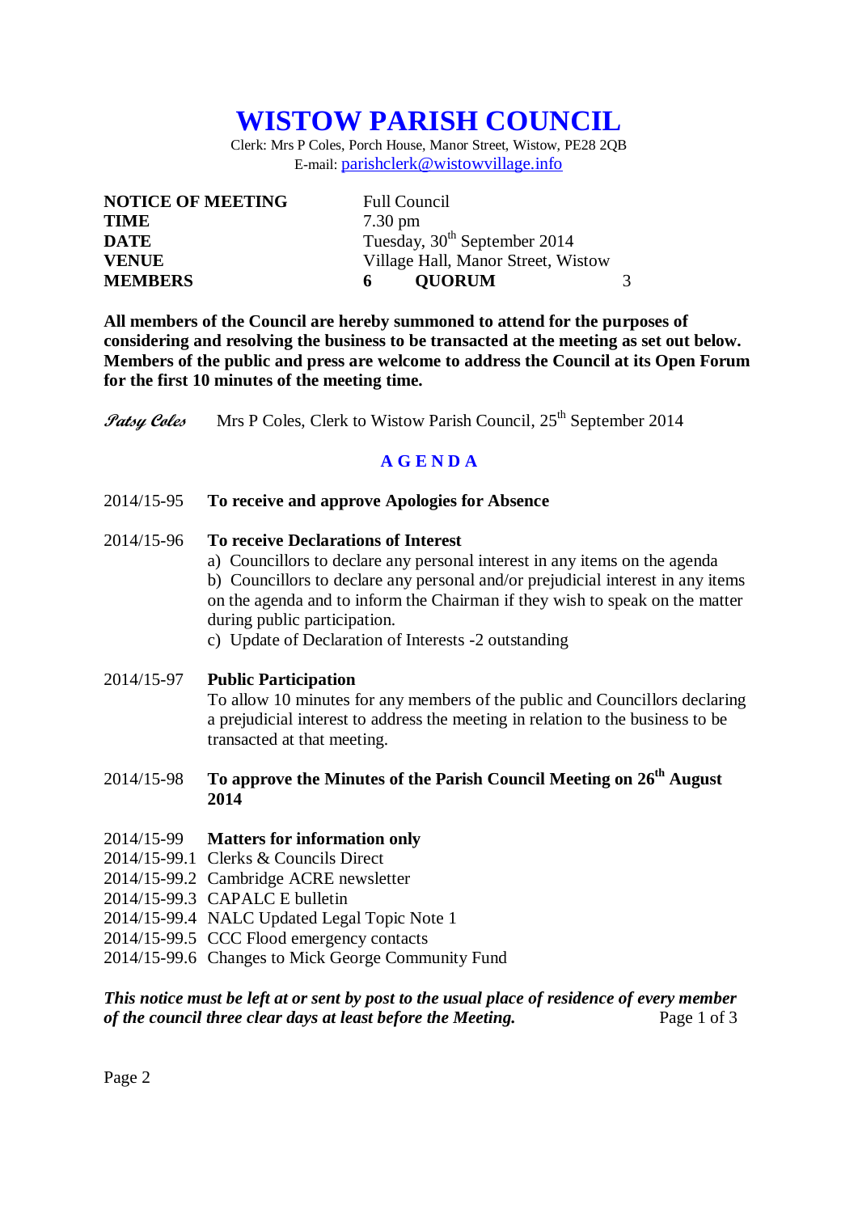# WISTOW PARISH COUNCIL

Clerk: Mrs P Coles, Porch House, Manor Street, Wistow, PE28 2QB
E-mail: parishclerk@wistowvillage.info

| | |
|---|---|
| **NOTICE OF MEETING** | Full Council |
| **TIME** | 7.30 pm |
| **DATE** | Tuesday, 30th September 2014 |
| **VENUE** | Village Hall, Manor Street, Wistow |
| **MEMBERS** | **6** **QUORUM** 3 |

**All members of the Council are hereby summoned to attend for the purposes of considering and resolving the business to be transacted at the meeting as set out below. Members of the public and press are welcome to address the Council at its Open Forum for the first 10 minutes of the meeting time.**

*Patsy Coles* Mrs P Coles, Clerk to Wistow Parish Council, 25th September 2014

## A G E N D A

2014/15-95 **To receive and approve Apologies for Absence**

2014/15-96 **To receive Declarations of Interest**

a) Councillors to declare any personal interest in any items on the agenda

b) Councillors to declare any personal and/or prejudicial interest in any items on the agenda and to inform the Chairman if they wish to speak on the matter during public participation.

c) Update of Declaration of Interests -2 outstanding

2014/15-97 **Public Participation**

To allow 10 minutes for any members of the public and Councillors declaring a prejudicial interest to address the meeting in relation to the business to be transacted at that meeting.

2014/15-98 **To approve the Minutes of the Parish Council Meeting on 26th August 2014**

2014/15-99 **Matters for information only**

2014/15-99.1 Clerks & Councils Direct

2014/15-99.2 Cambridge ACRE newsletter

2014/15-99.3 CAPALC E bulletin

2014/15-99.4 NALC Updated Legal Topic Note 1

2014/15-99.5 CCC Flood emergency contacts

2014/15-99.6 Changes to Mick George Community Fund

***This notice must be left at or sent by post to the usual place of residence of every member of the council three clear days at least before the Meeting.***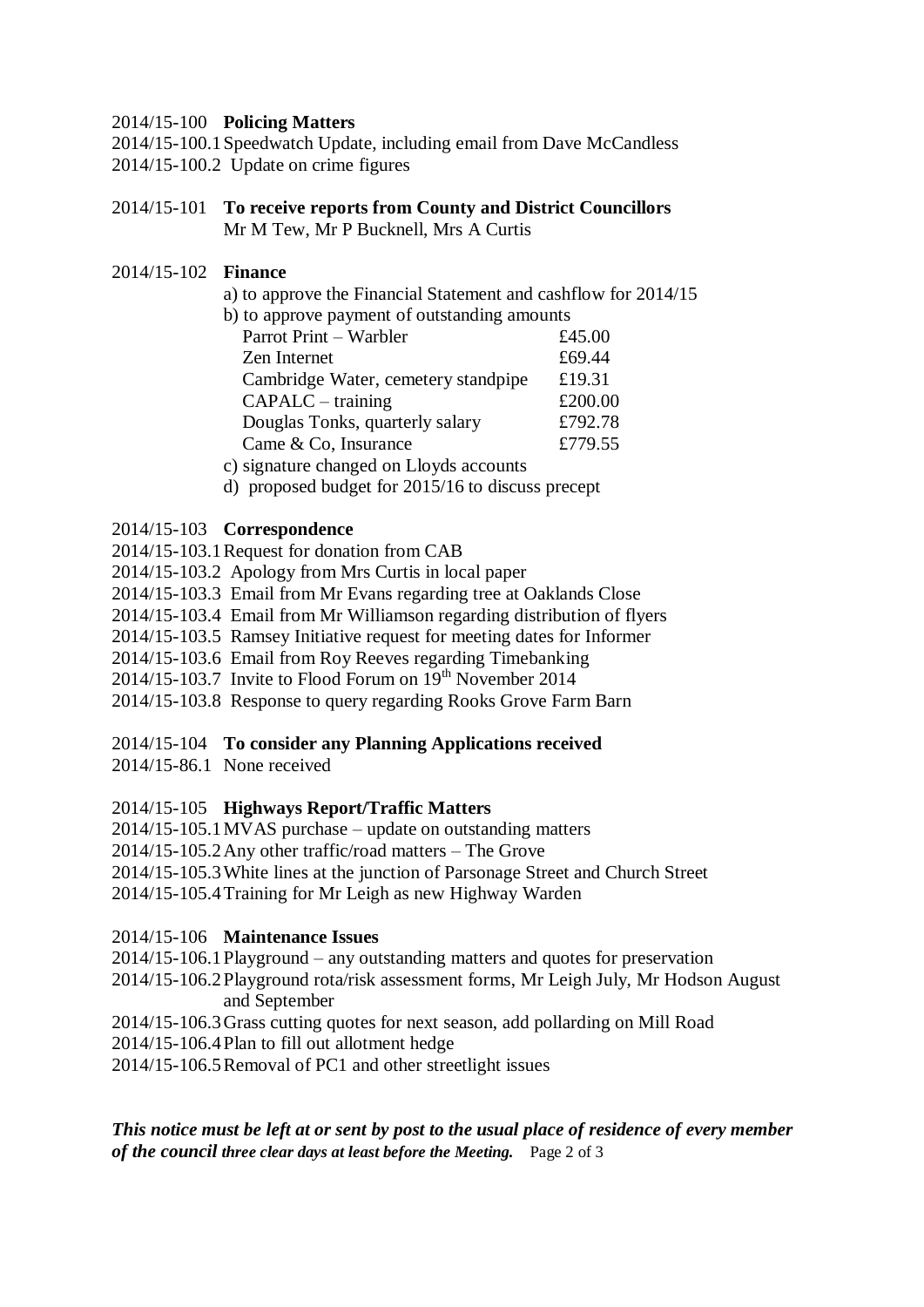2014/15-100 **Policing Matters**

2014/15-100.1 Speedwatch Update, including email from Dave McCandless
2014/15-100.2 Update on crime figures

2014/15-101 **To receive reports from County and District Councillors**
Mr M Tew, Mr P Bucknell, Mrs A Curtis

2014/15-102 **Finance**

a) to approve the Financial Statement and cashflow for 2014/15
b) to approve payment of outstanding amounts

| | |
|---|---|
| Parrot Print – Warbler | £45.00 |
| Zen Internet | £69.44 |
| Cambridge Water, cemetery standpipe | £19.31 |
| CAPALC – training | £200.00 |
| Douglas Tonks, quarterly salary | £792.78 |
| Came & Co, Insurance | £779.55 |

c) signature changed on Lloyds accounts
d) proposed budget for 2015/16 to discuss precept

2014/15-103 **Correspondence**

2014/15-103.1 Request for donation from CAB
2014/15-103.2 Apology from Mrs Curtis in local paper
2014/15-103.3 Email from Mr Evans regarding tree at Oaklands Close
2014/15-103.4 Email from Mr Williamson regarding distribution of flyers
2014/15-103.5 Ramsey Initiative request for meeting dates for Informer
2014/15-103.6 Email from Roy Reeves regarding Timebanking
2014/15-103.7 Invite to Flood Forum on 19th November 2014
2014/15-103.8 Response to query regarding Rooks Grove Farm Barn

2014/15-104 **To consider any Planning Applications received**

2014/15-86.1 None received

2014/15-105 **Highways Report/Traffic Matters**

2014/15-105.1 MVAS purchase – update on outstanding matters
2014/15-105.2 Any other traffic/road matters – The Grove
2014/15-105.3 White lines at the junction of Parsonage Street and Church Street
2014/15-105.4 Training for Mr Leigh as new Highway Warden

2014/15-106 **Maintenance Issues**

2014/15-106.1 Playground – any outstanding matters and quotes for preservation
2014/15-106.2 Playground rota/risk assessment forms, Mr Leigh July, Mr Hodson August and September
2014/15-106.3 Grass cutting quotes for next season, add pollarding on Mill Road
2014/15-106.4 Plan to fill out allotment hedge
2014/15-106.5 Removal of PC1 and other streetlight issues

***This notice must be left at or sent by post to the usual place of residence of every member of the council three clear days at least before the Meeting.***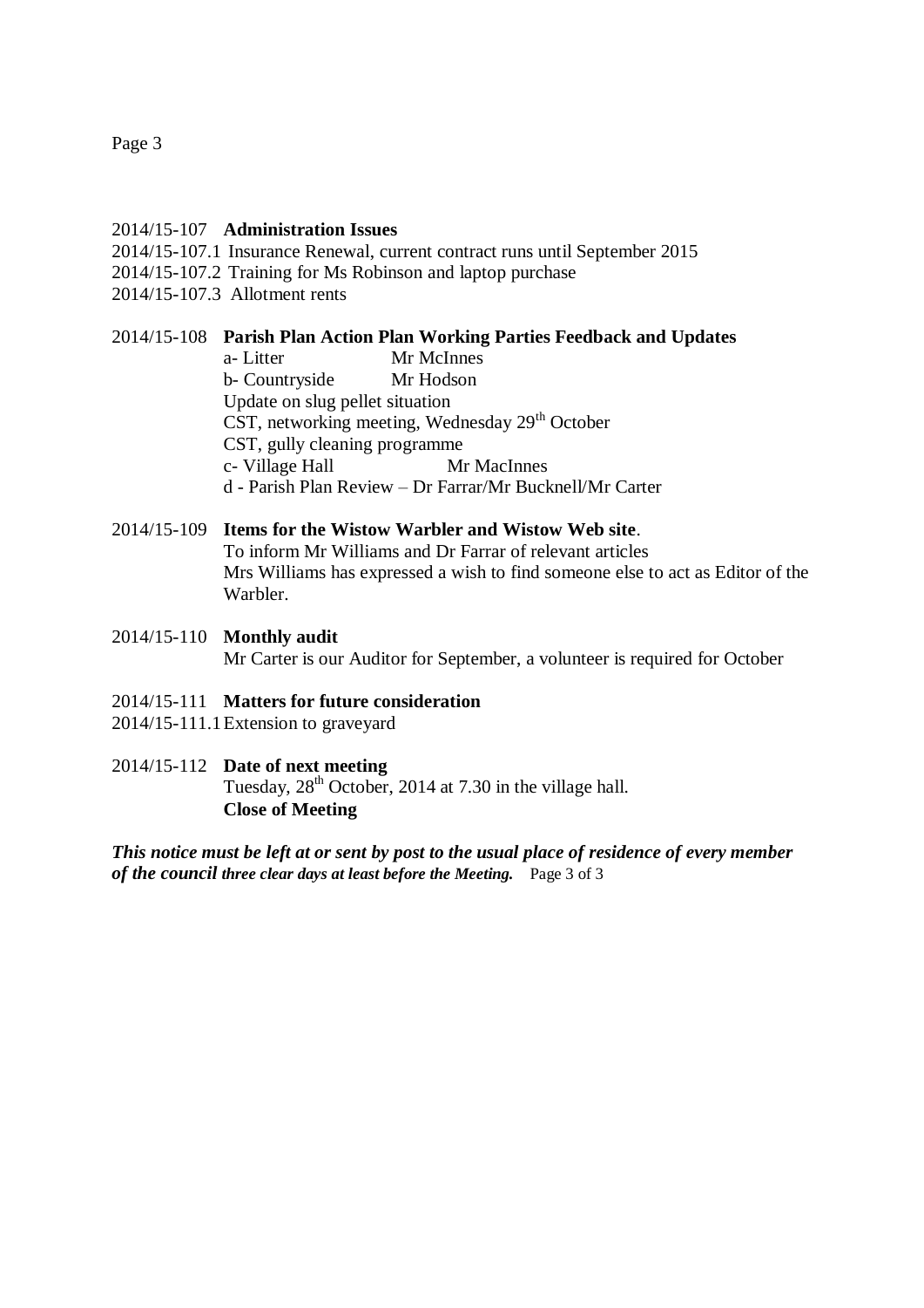2014/15-107 **Administration Issues**

2014/15-107.1 Insurance Renewal, current contract runs until September 2015

2014/15-107.2 Training for Ms Robinson and laptop purchase

2014/15-107.3 Allotment rents

2014/15-108 **Parish Plan Action Plan Working Parties Feedback and Updates**

a- Litter Mr McInnes

b- Countryside Mr Hodson

Update on slug pellet situation

CST, networking meeting, Wednesday 29th October

CST, gully cleaning programme

c- Village Hall Mr MacInnes

d - Parish Plan Review – Dr Farrar/Mr Bucknell/Mr Carter

2014/15-109 **Items for the Wistow Warbler and Wistow Web site**.

To inform Mr Williams and Dr Farrar of relevant articles

Mrs Williams has expressed a wish to find someone else to act as Editor of the Warbler.

2014/15-110 **Monthly audit**

Mr Carter is our Auditor for September, a volunteer is required for October

2014/15-111 **Matters for future consideration**

2014/15-111.1 Extension to graveyard

2014/15-112 **Date of next meeting**

Tuesday, 28th October, 2014 at 7.30 in the village hall.

**Close of Meeting**

***This notice must be left at or sent by post to the usual place of residence of every member of the council three clear days at least before the Meeting.***